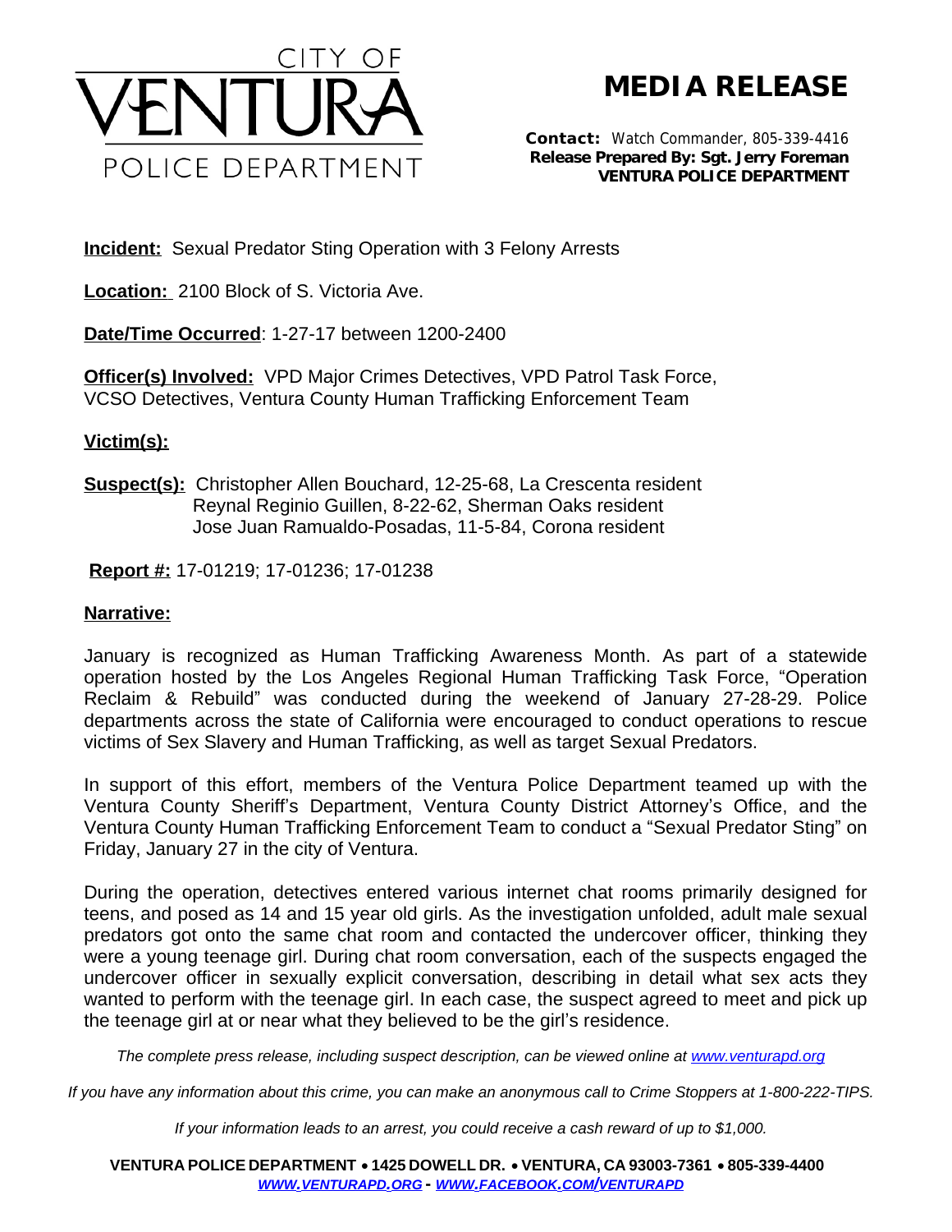CITY OF VENTURA POLICE DEPARTMENT

# MEDIA RELEASE

**Contact:** Watch Commander, 805-339-4416
**Release Prepared By: Sgt. Jerry Foreman**
**VENTURA POLICE DEPARTMENT**

**Incident:** Sexual Predator Sting Operation with 3 Felony Arrests

**Location:** 2100 Block of S. Victoria Ave.

**Date/Time Occurred**: 1-27-17 between 1200-2400

**Officer(s) Involved:** VPD Major Crimes Detectives, VPD Patrol Task Force, VCSO Detectives, Ventura County Human Trafficking Enforcement Team

**Victim(s):**

**Suspect(s):** Christopher Allen Bouchard, 12-25-68, La Crescenta resident
Reynal Reginio Guillen, 8-22-62, Sherman Oaks resident
Jose Juan Ramualdo-Posadas, 11-5-84, Corona resident

**Report #:** 17-01219; 17-01236; 17-01238

**Narrative:**

January is recognized as Human Trafficking Awareness Month. As part of a statewide operation hosted by the Los Angeles Regional Human Trafficking Task Force, "Operation Reclaim & Rebuild" was conducted during the weekend of January 27-28-29. Police departments across the state of California were encouraged to conduct operations to rescue victims of Sex Slavery and Human Trafficking, as well as target Sexual Predators.

In support of this effort, members of the Ventura Police Department teamed up with the Ventura County Sheriff's Department, Ventura County District Attorney's Office, and the Ventura County Human Trafficking Enforcement Team to conduct a "Sexual Predator Sting" on Friday, January 27 in the city of Ventura.

During the operation, detectives entered various internet chat rooms primarily designed for teens, and posed as 14 and 15 year old girls. As the investigation unfolded, adult male sexual predators got onto the same chat room and contacted the undercover officer, thinking they were a young teenage girl. During chat room conversation, each of the suspects engaged the undercover officer in sexually explicit conversation, describing in detail what sex acts they wanted to perform with the teenage girl. In each case, the suspect agreed to meet and pick up the teenage girl at or near what they believed to be the girl's residence.

*The complete press release, including suspect description, can be viewed online at www.venturapd.org*

*If you have any information about this crime, you can make an anonymous call to Crime Stoppers at 1-800-222-TIPS.*

*If your information leads to an arrest, you could receive a cash reward of up to $1,000.*

**VENTURA POLICE DEPARTMENT • 1425 DOWELL DR. • VENTURA, CA 93003-7361 • 805-339-4400**
*WWW.VENTURAPD.ORG - WWW.FACEBOOK.COM/VENTURAPD*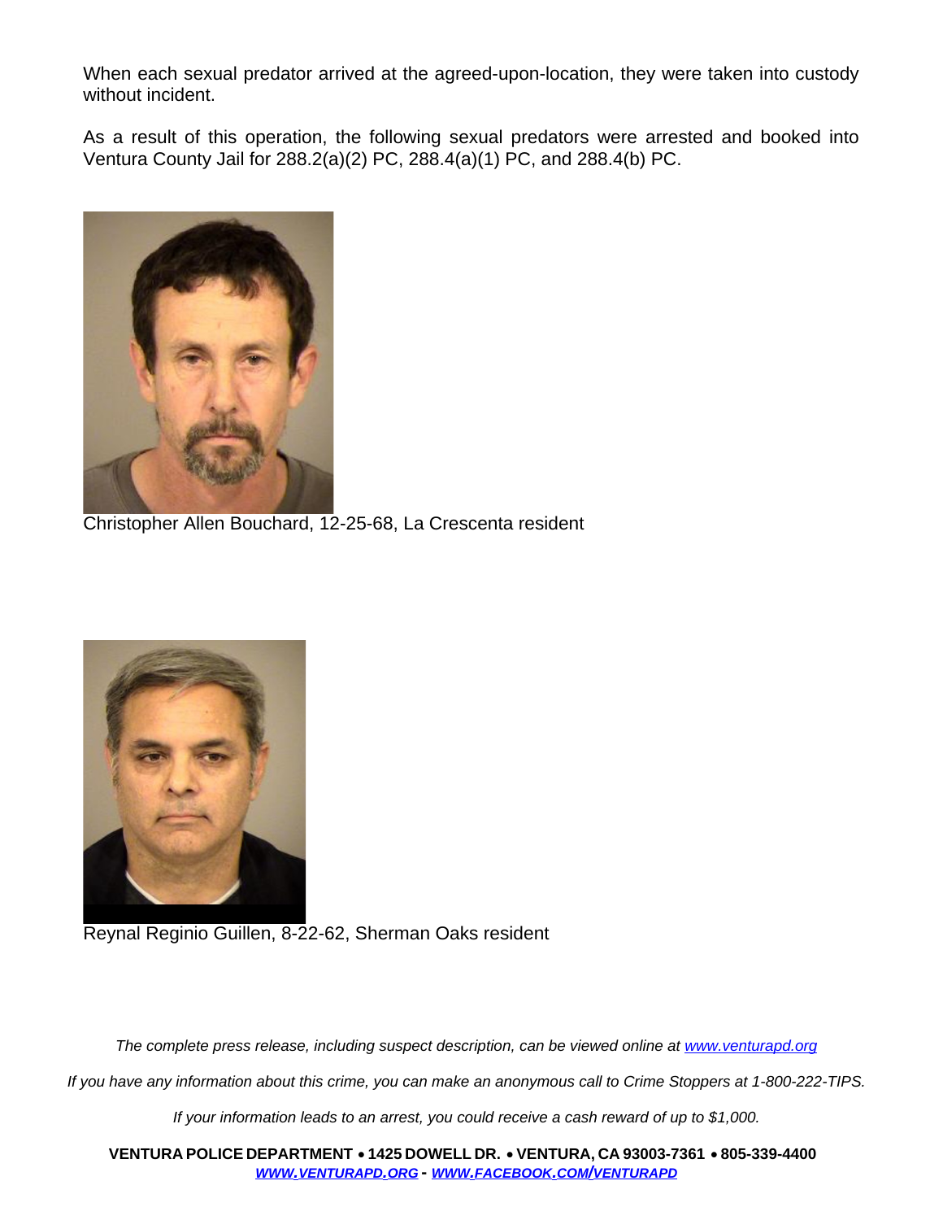When each sexual predator arrived at the agreed-upon-location, they were taken into custody without incident.

As a result of this operation, the following sexual predators were arrested and booked into Ventura County Jail for 288.2(a)(2) PC, 288.4(a)(1) PC, and 288.4(b) PC.

Christopher Allen Bouchard, 12-25-68, La Crescenta resident

Reynal Reginio Guillen, 8-22-62, Sherman Oaks resident

*The complete press release, including suspect description, can be viewed online at [www.venturapd.org](http://www.venturapd.org)*

*If you have any information about this crime, you can make an anonymous call to Crime Stoppers at 1-800-222-TIPS.*

*If your information leads to an arrest, you could receive a cash reward of up to $1,000.*

**VENTURA POLICE DEPARTMENT • 1425 DOWELL DR. • VENTURA, CA 93003-7361 • 805-339-4400**
***[WWW.VENTURAPD.ORG](http://www.venturapd.org) - [WWW.FACEBOOK.COM/VENTURAPD](http://www.facebook.com/venturapd)***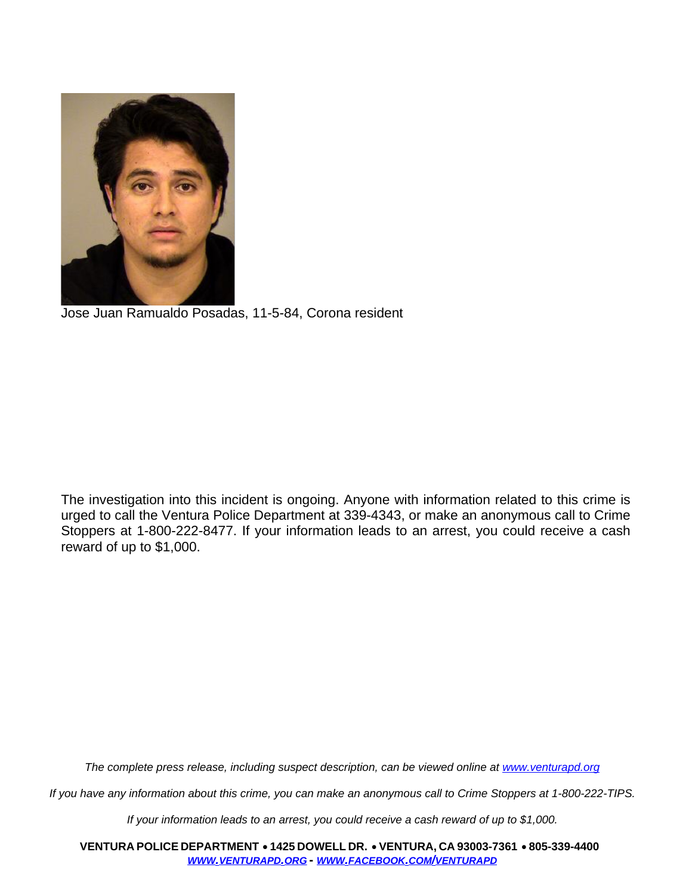Jose Juan Ramualdo Posadas, 11-5-84, Corona resident

The investigation into this incident is ongoing. Anyone with information related to this crime is urged to call the Ventura Police Department at 339-4343, or make an anonymous call to Crime Stoppers at 1-800-222-8477. If your information leads to an arrest, you could receive a cash reward of up to $1,000.

*The complete press release, including suspect description, can be viewed online at [www.venturapd.org](http://www.venturapd.org)*

*If you have any information about this crime, you can make an anonymous call to Crime Stoppers at 1-800-222-TIPS.*

*If your information leads to an arrest, you could receive a cash reward of up to $1,000.*

**VENTURA POLICE DEPARTMENT • 1425 DOWELL DR. • VENTURA, CA 93003-7361 • 805-339-4400**
***[WWW.VENTURAPD.ORG](http://www.venturapd.org) - [WWW.FACEBOOK.COM/VENTURAPD](http://www.facebook.com/venturapd)***